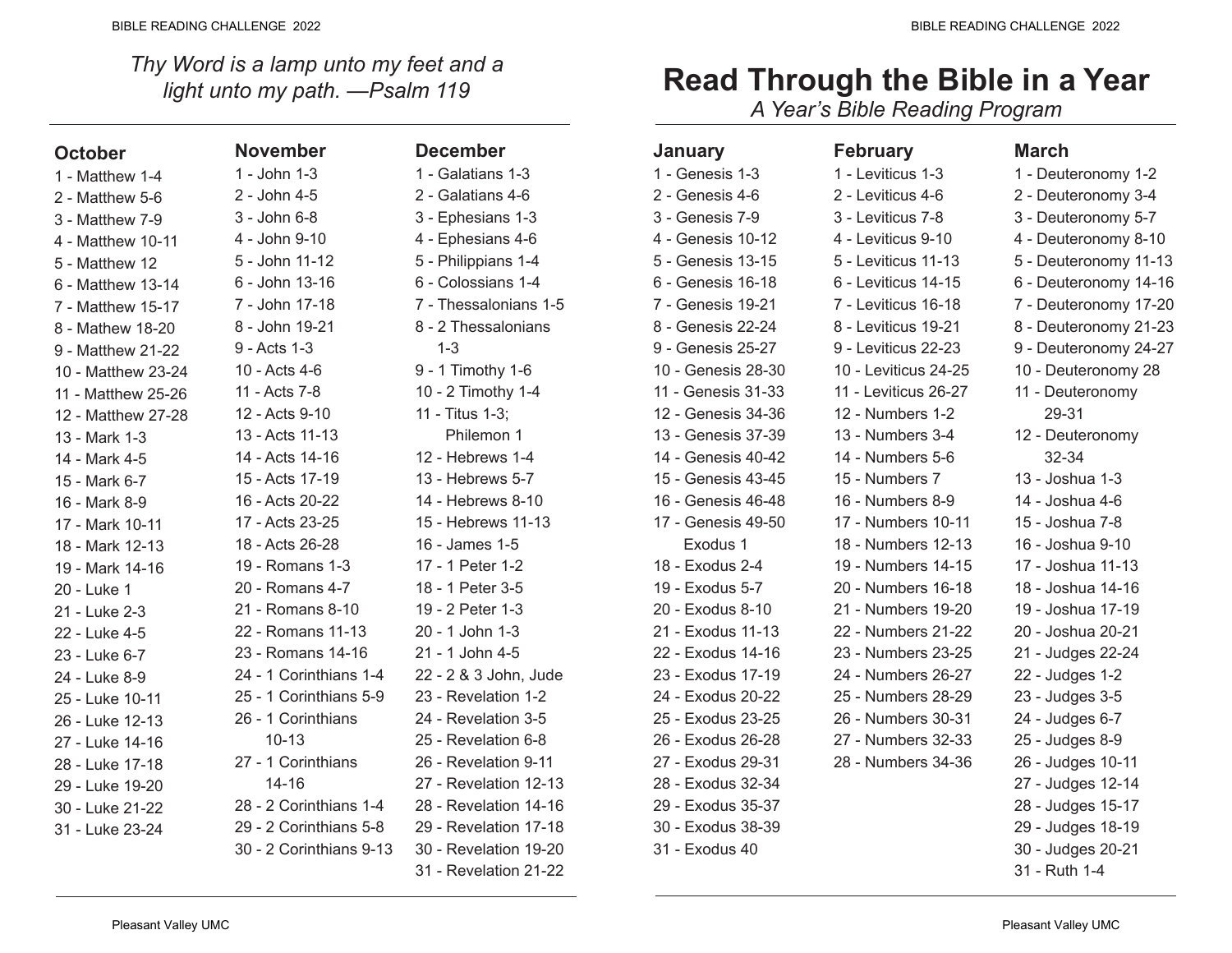*Thy Word is a lamp unto my feet and a light unto my path. —Psalm 119*

### October

1 - Matthew 1-4
2 - Matthew 5-6
3 - Matthew 7-9
4 - Matthew 10-11
5 - Matthew 12
6 - Matthew 13-14
7 - Matthew 15-17
8 - Mathew 18-20
9 - Matthew 21-22
10 - Matthew 23-24
11 - Matthew 25-26
12 - Matthew 27-28
13 - Mark 1-3
14 - Mark 4-5
15 - Mark 6-7
16 - Mark 8-9
17 - Mark 10-11
18 - Mark 12-13
19 - Mark 14-16
20 - Luke 1
21 - Luke 2-3
22 - Luke 4-5
23 - Luke 6-7
24 - Luke 8-9
25 - Luke 10-11
26 - Luke 12-13
27 - Luke 14-16
28 - Luke 17-18
29 - Luke 19-20
30 - Luke 21-22
31 - Luke 23-24

### November

1 - John 1-3
2 - John 4-5
3 - John 6-8
4 - John 9-10
5 - John 11-12
6 - John 13-16
7 - John 17-18
8 - John 19-21
9 - Acts 1-3
10 - Acts 4-6
11 - Acts 7-8
12 - Acts 9-10
13 - Acts 11-13
14 - Acts 14-16
15 - Acts 17-19
16 - Acts 20-22
17 - Acts 23-25
18 - Acts 26-28
19 - Romans 1-3
20 - Romans 4-7
21 - Romans 8-10
22 - Romans 11-13
23 - Romans 14-16
24 - 1 Corinthians 1-4
25 - 1 Corinthians 5-9
26 - 1 Corinthians 10-13
27 - 1 Corinthians 14-16
28 - 2 Corinthians 1-4
29 - 2 Corinthians 5-8
30 - 2 Corinthians 9-13

### December

1 - Galatians 1-3
2 - Galatians 4-6
3 - Ephesians 1-3
4 - Ephesians 4-6
5 - Philippians 1-4
6 - Colossians 1-4
7 - Thessalonians 1-5
8 - 2 Thessalonians 1-3
9 - 1 Timothy 1-6
10 - 2 Timothy 1-4
11 - Titus 1-3; Philemon 1
12 - Hebrews 1-4
13 - Hebrews 5-7
14 - Hebrews 8-10
15 - Hebrews 11-13
16 - James 1-5
17 - 1 Peter 1-2
18 - 1 Peter 3-5
19 - 2 Peter 1-3
20 - 1 John 1-3
21 - 1 John 4-5
22 - 2 & 3 John, Jude
23 - Revelation 1-2
24 - Revelation 3-5
25 - Revelation 6-8
26 - Revelation 9-11
27 - Revelation 12-13
28 - Revelation 14-16
29 - Revelation 17-18
30 - Revelation 19-20
31 - Revelation 21-22

# Read Through the Bible in a Year

*A Year's Bible Reading Program*

### January

1 - Genesis 1-3
2 - Genesis 4-6
3 - Genesis 7-9
4 - Genesis 10-12
5 - Genesis 13-15
6 - Genesis 16-18
7 - Genesis 19-21
8 - Genesis 22-24
9 - Genesis 25-27
10 - Genesis 28-30
11 - Genesis 31-33
12 - Genesis 34-36
13 - Genesis 37-39
14 - Genesis 40-42
15 - Genesis 43-45
16 - Genesis 46-48
17 - Genesis 49-50 Exodus 1
18 - Exodus 2-4
19 - Exodus 5-7
20 - Exodus 8-10
21 - Exodus 11-13
22 - Exodus 14-16
23 - Exodus 17-19
24 - Exodus 20-22
25 - Exodus 23-25
26 - Exodus 26-28
27 - Exodus 29-31
28 - Exodus 32-34
29 - Exodus 35-37
30 - Exodus 38-39
31 - Exodus 40

### February

1 - Leviticus 1-3
2 - Leviticus 4-6
3 - Leviticus 7-8
4 - Leviticus 9-10
5 - Leviticus 11-13
6 - Leviticus 14-15
7 - Leviticus 16-18
8 - Leviticus 19-21
9 - Leviticus 22-23
10 - Leviticus 24-25
11 - Leviticus 26-27
12 - Numbers 1-2
13 - Numbers 3-4
14 - Numbers 5-6
15 - Numbers 7
16 - Numbers 8-9
17 - Numbers 10-11
18 - Numbers 12-13
19 - Numbers 14-15
20 - Numbers 16-18
21 - Numbers 19-20
22 - Numbers 21-22
23 - Numbers 23-25
24 - Numbers 26-27
25 - Numbers 28-29
26 - Numbers 30-31
27 - Numbers 32-33
28 - Numbers 34-36

### March

1 - Deuteronomy 1-2
2 - Deuteronomy 3-4
3 - Deuteronomy 5-7
4 - Deuteronomy 8-10
5 - Deuteronomy 11-13
6 - Deuteronomy 14-16
7 - Deuteronomy 17-20
8 - Deuteronomy 21-23
9 - Deuteronomy 24-27
10 - Deuteronomy 28
11 - Deuteronomy 29-31
12 - Deuteronomy 32-34
13 - Joshua 1-3
14 - Joshua 4-6
15 - Joshua 7-8
16 - Joshua 9-10
17 - Joshua 11-13
18 - Joshua 14-16
19 - Joshua 17-19
20 - Joshua 20-21
21 - Judges 22-24
22 - Judges 1-2
23 - Judges 3-5
24 - Judges 6-7
25 - Judges 8-9
26 - Judges 10-11
27 - Judges 12-14
28 - Judges 15-17
29 - Judges 18-19
30 - Judges 20-21
31 - Ruth 1-4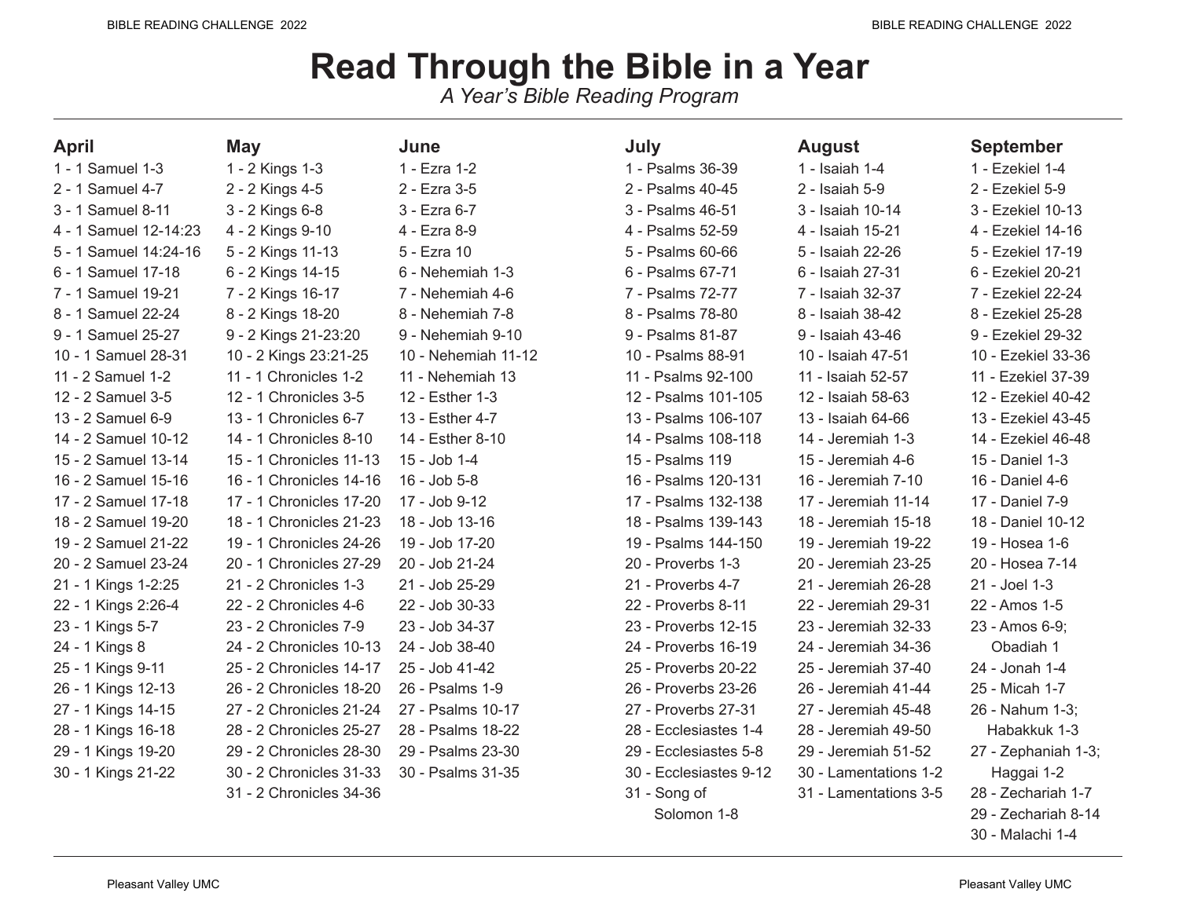# Read Through the Bible in a Year

*A Year's Bible Reading Program*

## April

1 - 1 Samuel 1-3
2 - 1 Samuel 4-7
3 - 1 Samuel 8-11
4 - 1 Samuel 12-14:23
5 - 1 Samuel 14:24-16
6 - 1 Samuel 17-18
7 - 1 Samuel 19-21
8 - 1 Samuel 22-24
9 - 1 Samuel 25-27
10 - 1 Samuel 28-31
11 - 2 Samuel 1-2
12 - 2 Samuel 3-5
13 - 2 Samuel 6-9
14 - 2 Samuel 10-12
15 - 2 Samuel 13-14
16 - 2 Samuel 15-16
17 - 2 Samuel 17-18
18 - 2 Samuel 19-20
19 - 2 Samuel 21-22
20 - 2 Samuel 23-24
21 - 1 Kings 1-2:25
22 - 1 Kings 2:26-4
23 - 1 Kings 5-7
24 - 1 Kings 8
25 - 1 Kings 9-11
26 - 1 Kings 12-13
27 - 1 Kings 14-15
28 - 1 Kings 16-18
29 - 1 Kings 19-20
30 - 1 Kings 21-22

## May

1 - 2 Kings 1-3
2 - 2 Kings 4-5
3 - 2 Kings 6-8
4 - 2 Kings 9-10
5 - 2 Kings 11-13
6 - 2 Kings 14-15
7 - 2 Kings 16-17
8 - 2 Kings 18-20
9 - 2 Kings 21-23:20
10 - 2 Kings 23:21-25
11 - 1 Chronicles 1-2
12 - 1 Chronicles 3-5
13 - 1 Chronicles 6-7
14 - 1 Chronicles 8-10
15 - 1 Chronicles 11-13
16 - 1 Chronicles 14-16
17 - 1 Chronicles 17-20
18 - 1 Chronicles 21-23
19 - 1 Chronicles 24-26
20 - 1 Chronicles 27-29
21 - 2 Chronicles 1-3
22 - 2 Chronicles 4-6
23 - 2 Chronicles 7-9
24 - 2 Chronicles 10-13
25 - 2 Chronicles 14-17
26 - 2 Chronicles 18-20
27 - 2 Chronicles 21-24
28 - 2 Chronicles 25-27
29 - 2 Chronicles 28-30
30 - 2 Chronicles 31-33
31 - 2 Chronicles 34-36

## June

1 - Ezra 1-2
2 - Ezra 3-5
3 - Ezra 6-7
4 - Ezra 8-9
5 - Ezra 10
6 - Nehemiah 1-3
7 - Nehemiah 4-6
8 - Nehemiah 7-8
9 - Nehemiah 9-10
10 - Nehemiah 11-12
11 - Nehemiah 13
12 - Esther 1-3
13 - Esther 4-7
14 - Esther 8-10
15 - Job 1-4
16 - Job 5-8
17 - Job 9-12
18 - Job 13-16
19 - Job 17-20
20 - Job 21-24
21 - Job 25-29
22 - Job 30-33
23 - Job 34-37
24 - Job 38-40
25 - Job 41-42
26 - Psalms 1-9
27 - Psalms 10-17
28 - Psalms 18-22
29 - Psalms 23-30
30 - Psalms 31-35

## July

1 - Psalms 36-39
2 - Psalms 40-45
3 - Psalms 46-51
4 - Psalms 52-59
5 - Psalms 60-66
6 - Psalms 67-71
7 - Psalms 72-77
8 - Psalms 78-80
9 - Psalms 81-87
10 - Psalms 88-91
11 - Psalms 92-100
12 - Psalms 101-105
13 - Psalms 106-107
14 - Psalms 108-118
15 - Psalms 119
16 - Psalms 120-131
17 - Psalms 132-138
18 - Psalms 139-143
19 - Psalms 144-150
20 - Proverbs 1-3
21 - Proverbs 4-7
22 - Proverbs 8-11
23 - Proverbs 12-15
24 - Proverbs 16-19
25 - Proverbs 20-22
26 - Proverbs 23-26
27 - Proverbs 27-31
28 - Ecclesiastes 1-4
29 - Ecclesiastes 5-8
30 - Ecclesiastes 9-12
31 - Song of Solomon 1-8

## August

1 - Isaiah 1-4
2 - Isaiah 5-9
3 - Isaiah 10-14
4 - Isaiah 15-21
5 - Isaiah 22-26
6 - Isaiah 27-31
7 - Isaiah 32-37
8 - Isaiah 38-42
9 - Isaiah 43-46
10 - Isaiah 47-51
11 - Isaiah 52-57
12 - Isaiah 58-63
13 - Isaiah 64-66
14 - Jeremiah 1-3
15 - Jeremiah 4-6
16 - Jeremiah 7-10
17 - Jeremiah 11-14
18 - Jeremiah 15-18
19 - Jeremiah 19-22
20 - Jeremiah 23-25
21 - Jeremiah 26-28
22 - Jeremiah 29-31
23 - Jeremiah 32-33
24 - Jeremiah 34-36
25 - Jeremiah 37-40
26 - Jeremiah 41-44
27 - Jeremiah 45-48
28 - Jeremiah 49-50
29 - Jeremiah 51-52
30 - Lamentations 1-2
31 - Lamentations 3-5

## September

1 - Ezekiel 1-4
2 - Ezekiel 5-9
3 - Ezekiel 10-13
4 - Ezekiel 14-16
5 - Ezekiel 17-19
6 - Ezekiel 20-21
7 - Ezekiel 22-24
8 - Ezekiel 25-28
9 - Ezekiel 29-32
10 - Ezekiel 33-36
11 - Ezekiel 37-39
12 - Ezekiel 40-42
13 - Ezekiel 43-45
14 - Ezekiel 46-48
15 - Daniel 1-3
16 - Daniel 4-6
17 - Daniel 7-9
18 - Daniel 10-12
19 - Hosea 1-6
20 - Hosea 7-14
21 - Joel 1-3
22 - Amos 1-5
23 - Amos 6-9; Obadiah 1
24 - Jonah 1-4
25 - Micah 1-7
26 - Nahum 1-3; Habakkuk 1-3
27 - Zephaniah 1-3; Haggai 1-2
28 - Zechariah 1-7
29 - Zechariah 8-14
30 - Malachi 1-4